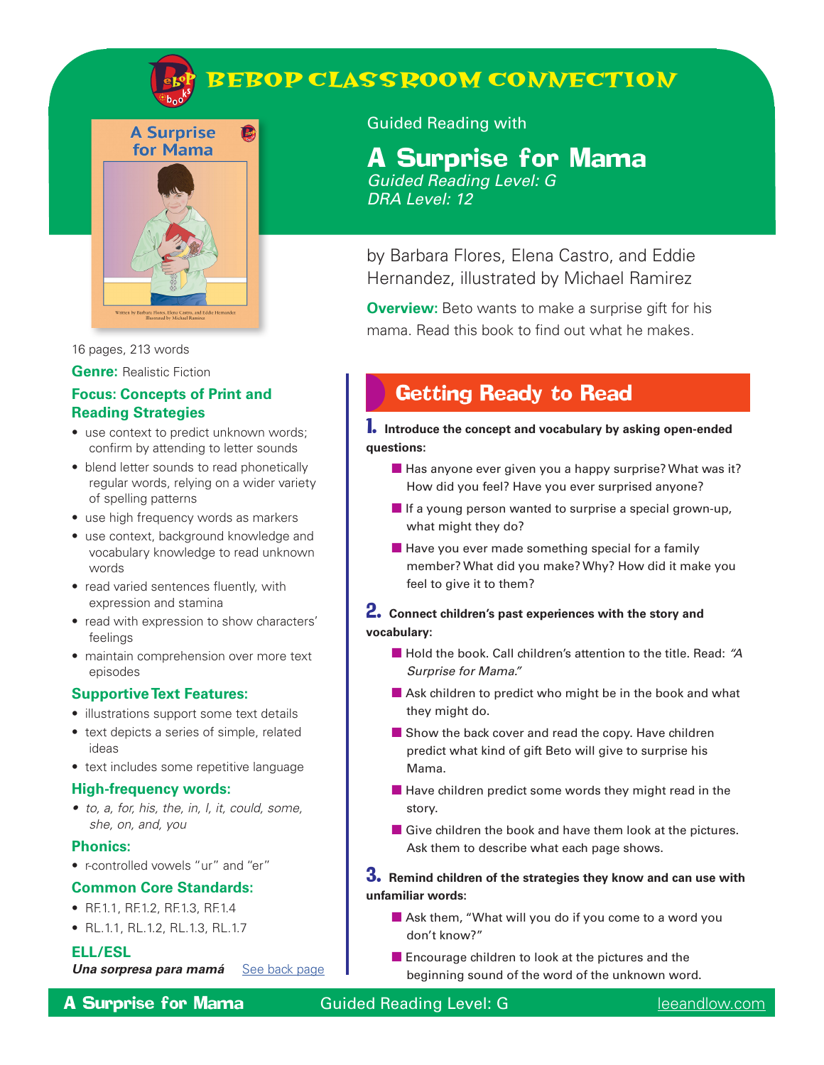# BEBOP CLASSROOM CONNECTION

Guided Reading with

# A Surprise for Mama

*Guided Reading Level: G*
*DRA Level: 12*

by Barbara Flores, Elena Castro, and Eddie Hernandez, illustrated by Michael Ramirez

**Overview:** Beto wants to make a surprise gift for his mama. Read this book to find out what he makes.

16 pages, 213 words

**Genre:** Realistic Fiction

### Focus: Concepts of Print and Reading Strategies

- use context to predict unknown words; confirm by attending to letter sounds
- blend letter sounds to read phonetically regular words, relying on a wider variety of spelling patterns
- use high frequency words as markers
- use context, background knowledge and vocabulary knowledge to read unknown words
- read varied sentences fluently, with expression and stamina
- read with expression to show characters' feelings
- maintain comprehension over more text episodes

### Supportive Text Features:

- illustrations support some text details
- text depicts a series of simple, related ideas
- text includes some repetitive language

### High-frequency words:

- *to, a, for, his, the, in, I, it, could, some, she, on, and, you*

### Phonics:

- r-controlled vowels "ur" and "er"

### Common Core Standards:

- RF.1.1, RF.1.2, RF.1.3, RF.1.4
- RL.1.1, RL.1.2, RL.1.3, RL.1.7

### ELL/ESL

***Una sorpresa para mamá*** See back page

## Getting Ready to Read

**1. Introduce the concept and vocabulary by asking open-ended questions:**

- Has anyone ever given you a happy surprise? What was it? How did you feel? Have you ever surprised anyone?
- If a young person wanted to surprise a special grown-up, what might they do?
- Have you ever made something special for a family member? What did you make? Why? How did it make you feel to give it to them?

**2. Connect children's past experiences with the story and vocabulary:**

- Hold the book. Call children's attention to the title. Read: *"A Surprise for Mama."*
- Ask children to predict who might be in the book and what they might do.
- Show the back cover and read the copy. Have children predict what kind of gift Beto will give to surprise his Mama.
- Have children predict some words they might read in the story.
- Give children the book and have them look at the pictures. Ask them to describe what each page shows.

**3. Remind children of the strategies they know and can use with unfamiliar words:**

- Ask them, "What will you do if you come to a word you don't know?"
- Encourage children to look at the pictures and the beginning sound of the word of the unknown word.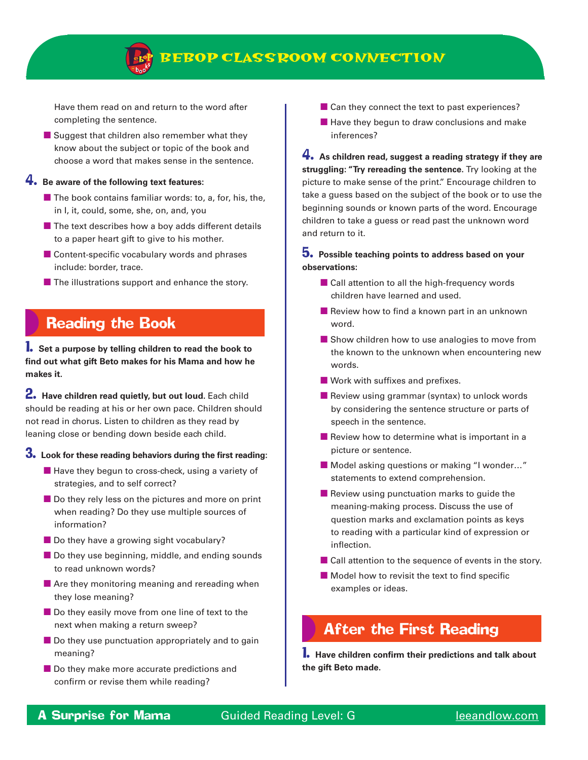Have them read on and return to the word after completing the sentence.

- Suggest that children also remember what they know about the subject or topic of the book and choose a word that makes sense in the sentence.

**4. Be aware of the following text features:**

- The book contains familiar words: to, a, for, his, the, in I, it, could, some, she, on, and, you
- The text describes how a boy adds different details to a paper heart gift to give to his mother.
- Content-specific vocabulary words and phrases include: border, trace.
- The illustrations support and enhance the story.

## Reading the Book

**1. Set a purpose by telling children to read the book to find out what gift Beto makes for his Mama and how he makes it.**

**2. Have children read quietly, but out loud.** Each child should be reading at his or her own pace. Children should not read in chorus. Listen to children as they read by leaning close or bending down beside each child.

**3. Look for these reading behaviors during the first reading:**

- Have they begun to cross-check, using a variety of strategies, and to self correct?
- Do they rely less on the pictures and more on print when reading? Do they use multiple sources of information?
- Do they have a growing sight vocabulary?
- Do they use beginning, middle, and ending sounds to read unknown words?
- Are they monitoring meaning and rereading when they lose meaning?
- Do they easily move from one line of text to the next when making a return sweep?
- Do they use punctuation appropriately and to gain meaning?
- Do they make more accurate predictions and confirm or revise them while reading?
- Can they connect the text to past experiences?
- Have they begun to draw conclusions and make inferences?

**4. As children read, suggest a reading strategy if they are struggling: "Try rereading the sentence.** Try looking at the picture to make sense of the print." Encourage children to take a guess based on the subject of the book or to use the beginning sounds or known parts of the word. Encourage children to take a guess or read past the unknown word and return to it.

**5. Possible teaching points to address based on your observations:**

- Call attention to all the high-frequency words children have learned and used.
- Review how to find a known part in an unknown word.
- Show children how to use analogies to move from the known to the unknown when encountering new words.
- Work with suffixes and prefixes.
- Review using grammar (syntax) to unlock words by considering the sentence structure or parts of speech in the sentence.
- Review how to determine what is important in a picture or sentence.
- Model asking questions or making "I wonder…" statements to extend comprehension.
- Review using punctuation marks to guide the meaning-making process. Discuss the use of question marks and exclamation points as keys to reading with a particular kind of expression or inflection.
- Call attention to the sequence of events in the story.
- Model how to revisit the text to find specific examples or ideas.

## After the First Reading

**1. Have children confirm their predictions and talk about the gift Beto made.**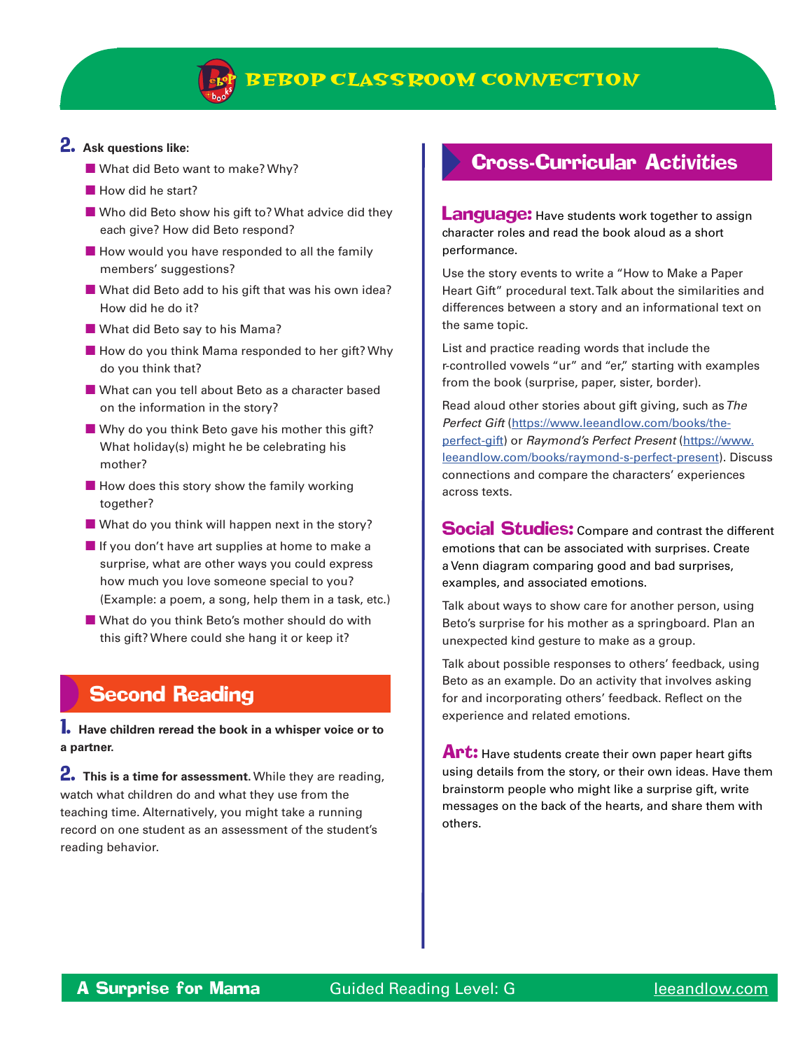2. **Ask questions like:**

- What did Beto want to make? Why?
- How did he start?
- Who did Beto show his gift to? What advice did they each give? How did Beto respond?
- How would you have responded to all the family members' suggestions?
- What did Beto add to his gift that was his own idea? How did he do it?
- What did Beto say to his Mama?
- How do you think Mama responded to her gift? Why do you think that?
- What can you tell about Beto as a character based on the information in the story?
- Why do you think Beto gave his mother this gift? What holiday(s) might he be celebrating his mother?
- How does this story show the family working together?
- What do you think will happen next in the story?
- If you don't have art supplies at home to make a surprise, what are other ways you could express how much you love someone special to you? (Example: a poem, a song, help them in a task, etc.)
- What do you think Beto's mother should do with this gift? Where could she hang it or keep it?

## Second Reading

1. **Have children reread the book in a whisper voice or to a partner.**

2. **This is a time for assessment.** While they are reading, watch what children do and what they use from the teaching time. Alternatively, you might take a running record on one student as an assessment of the student's reading behavior.

## Cross-Curricular Activities

**Language:** Have students work together to assign character roles and read the book aloud as a short performance.

Use the story events to write a "How to Make a Paper Heart Gift" procedural text. Talk about the similarities and differences between a story and an informational text on the same topic.

List and practice reading words that include the r-controlled vowels "ur" and "er," starting with examples from the book (surprise, paper, sister, border).

Read aloud other stories about gift giving, such as *The Perfect Gift* (https://www.leeandlow.com/books/the-perfect-gift) or *Raymond's Perfect Present* (https://www.leeandlow.com/books/raymond-s-perfect-present). Discuss connections and compare the characters' experiences across texts.

**Social Studies:** Compare and contrast the different emotions that can be associated with surprises. Create a Venn diagram comparing good and bad surprises, examples, and associated emotions.

Talk about ways to show care for another person, using Beto's surprise for his mother as a springboard. Plan an unexpected kind gesture to make as a group.

Talk about possible responses to others' feedback, using Beto as an example. Do an activity that involves asking for and incorporating others' feedback. Reflect on the experience and related emotions.

**Art:** Have students create their own paper heart gifts using details from the story, or their own ideas. Have them brainstorm people who might like a surprise gift, write messages on the back of the hearts, and share them with others.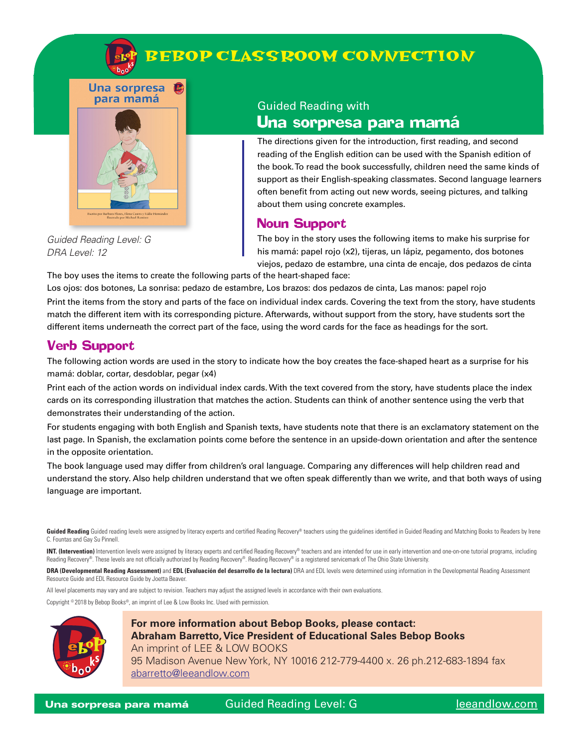# BEBOP CLASSROOM CONNECTION

*Guided Reading Level: G*
*DRA Level: 12*

## Guided Reading with Una sorpresa para mamá

The directions given for the introduction, first reading, and second reading of the English edition can be used with the Spanish edition of the book. To read the book successfully, children need the same kinds of support as their English-speaking classmates. Second language learners often benefit from acting out new words, seeing pictures, and talking about them using concrete examples.

### Noun Support

The boy in the story uses the following items to make his surprise for his mamá: papel rojo (x2), tijeras, un lápiz, pegamento, dos botones viejos, pedazo de estambre, una cinta de encaje, dos pedazos de cinta

The boy uses the items to create the following parts of the heart-shaped face:

Los ojos: dos botones, La sonrisa: pedazo de estambre, Los brazos: dos pedazos de cinta, Las manos: papel rojo

Print the items from the story and parts of the face on individual index cards. Covering the text from the story, have students match the different item with its corresponding picture. Afterwards, without support from the story, have students sort the different items underneath the correct part of the face, using the word cards for the face as headings for the sort.

### Verb Support

The following action words are used in the story to indicate how the boy creates the face-shaped heart as a surprise for his mamá: doblar, cortar, desdoblar, pegar (x4)

Print each of the action words on individual index cards. With the text covered from the story, have students place the index cards on its corresponding illustration that matches the action. Students can think of another sentence using the verb that demonstrates their understanding of the action.

For students engaging with both English and Spanish texts, have students note that there is an exclamatory statement on the last page. In Spanish, the exclamation points come before the sentence in an upside-down orientation and after the sentence in the opposite orientation.

The book language used may differ from children's oral language. Comparing any differences will help children read and understand the story. Also help children understand that we often speak differently than we write, and that both ways of using language are important.

**Guided Reading** Guided reading levels were assigned by literacy experts and certified Reading Recovery® teachers using the guidelines identified in Guided Reading and Matching Books to Readers by Irene C. Fountas and Gay Su Pinnell.

**INT. (Intervention)** Intervention levels were assigned by literacy experts and certified Reading Recovery® teachers and are intended for use in early intervention and one-on-one tutorial programs, including Reading Recovery®. These levels are not officially authorized by Reading Recovery®. Reading Recovery® is a registered servicemark of The Ohio State University.

**DRA (Developmental Reading Assessment)** and **EDL (Evaluación del desarrollo de la lectura)** DRA and EDL levels were determined using information in the Developmental Reading Assessment Resource Guide and EDL Resource Guide by Joetta Beaver.

All level placements may vary and are subject to revision. Teachers may adjust the assigned levels in accordance with their own evaluations.

Copyright © 2018 by Bebop Books®, an imprint of Lee & Low Books Inc. Used with permission.

**For more information about Bebop Books, please contact:**
**Abraham Barretto, Vice President of Educational Sales Bebop Books**
An imprint of LEE & LOW BOOKS
95 Madison Avenue New York, NY 10016 212-779-4400 x. 26 ph.212-683-1894 fax
abarretto@leeandlow.com